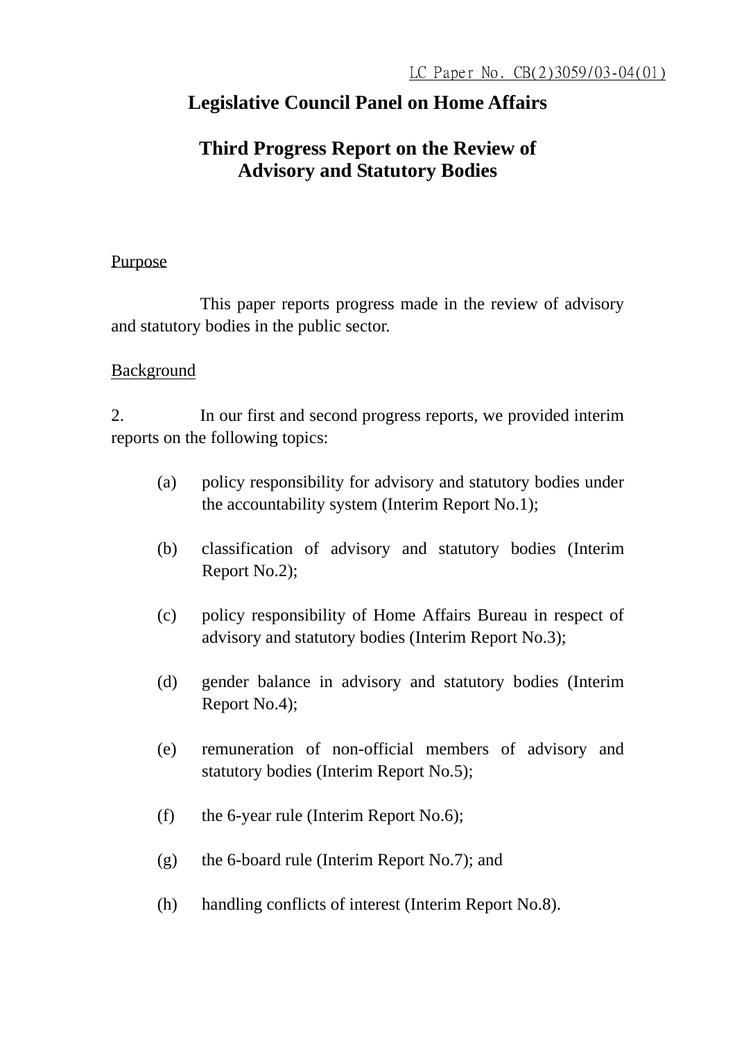LC Paper No. CB(2)3059/03-04(01)

# Legislative Council Panel on Home Affairs

## Third Progress Report on the Review of Advisory and Statutory Bodies

Purpose

This paper reports progress made in the review of advisory and statutory bodies in the public sector.

Background

2. In our first and second progress reports, we provided interim reports on the following topics:

(a) policy responsibility for advisory and statutory bodies under the accountability system (Interim Report No.1);

(b) classification of advisory and statutory bodies (Interim Report No.2);

(c) policy responsibility of Home Affairs Bureau in respect of advisory and statutory bodies (Interim Report No.3);

(d) gender balance in advisory and statutory bodies (Interim Report No.4);

(e) remuneration of non-official members of advisory and statutory bodies (Interim Report No.5);

(f) the 6-year rule (Interim Report No.6);

(g) the 6-board rule (Interim Report No.7); and

(h) handling conflicts of interest (Interim Report No.8).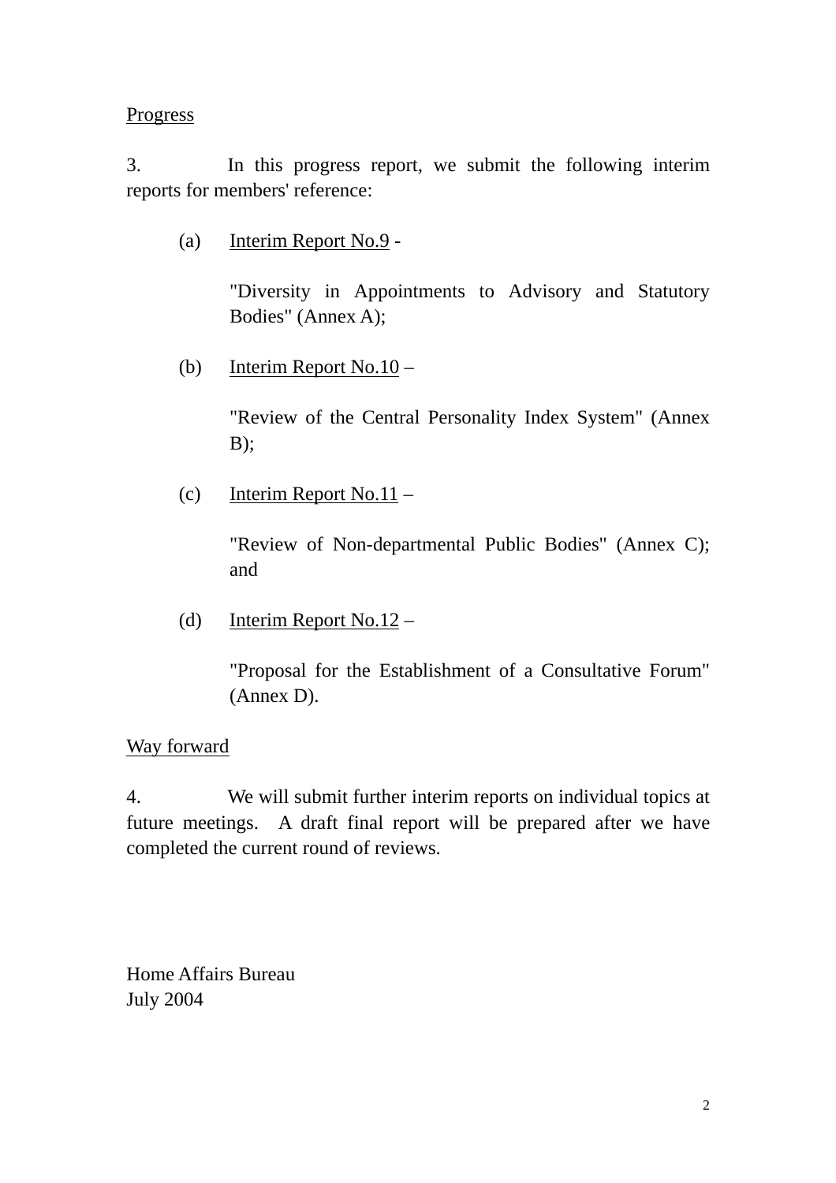<u>Progress</u>

3. In this progress report, we submit the following interim reports for members' reference:

(a) <u>Interim Report No.9</u> -

"Diversity in Appointments to Advisory and Statutory Bodies" (Annex A);

(b) <u>Interim Report No.10</u> –

"Review of the Central Personality Index System" (Annex B);

(c) <u>Interim Report No.11</u> –

"Review of Non-departmental Public Bodies" (Annex C); and

(d) <u>Interim Report No.12</u> –

"Proposal for the Establishment of a Consultative Forum" (Annex D).

<u>Way forward</u>

4. We will submit further interim reports on individual topics at future meetings. A draft final report will be prepared after we have completed the current round of reviews.

Home Affairs Bureau
July 2004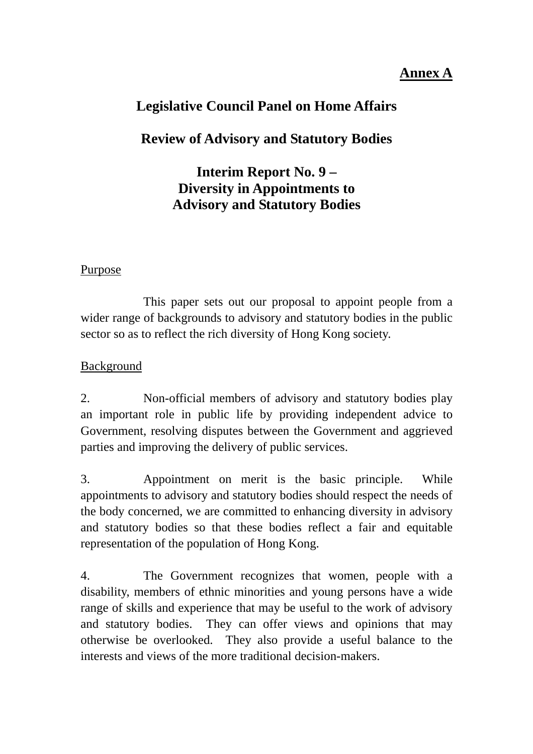**Annex A**

# Legislative Council Panel on Home Affairs

## Review of Advisory and Statutory Bodies

## Interim Report No. 9 – Diversity in Appointments to Advisory and Statutory Bodies

Purpose

This paper sets out our proposal to appoint people from a wider range of backgrounds to advisory and statutory bodies in the public sector so as to reflect the rich diversity of Hong Kong society.

Background

2. Non-official members of advisory and statutory bodies play an important role in public life by providing independent advice to Government, resolving disputes between the Government and aggrieved parties and improving the delivery of public services.

3. Appointment on merit is the basic principle. While appointments to advisory and statutory bodies should respect the needs of the body concerned, we are committed to enhancing diversity in advisory and statutory bodies so that these bodies reflect a fair and equitable representation of the population of Hong Kong.

4. The Government recognizes that women, people with a disability, members of ethnic minorities and young persons have a wide range of skills and experience that may be useful to the work of advisory and statutory bodies. They can offer views and opinions that may otherwise be overlooked. They also provide a useful balance to the interests and views of the more traditional decision-makers.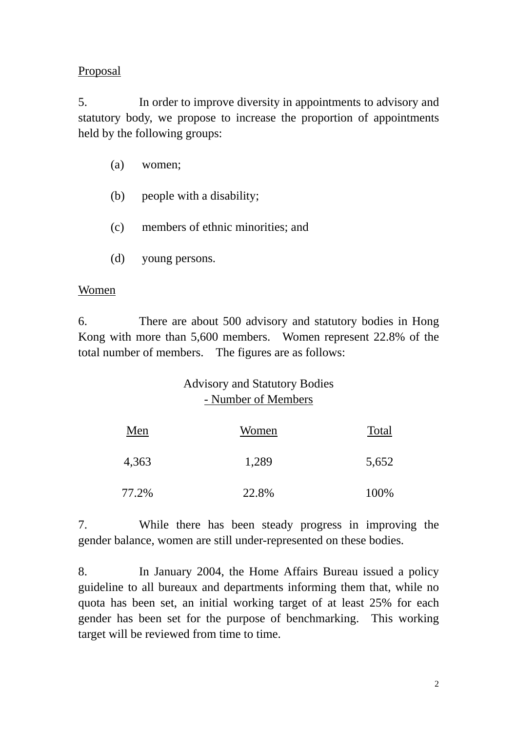Proposal

5. In order to improve diversity in appointments to advisory and statutory body, we propose to increase the proportion of appointments held by the following groups:

(a) women;

(b) people with a disability;

(c) members of ethnic minorities; and

(d) young persons.

Women

6. There are about 500 advisory and statutory bodies in Hong Kong with more than 5,600 members. Women represent 22.8% of the total number of members. The figures are as follows:

Advisory and Statutory Bodies
- Number of Members

| Men | Women | Total |
|---|---|---|
| 4,363 | 1,289 | 5,652 |
| 77.2% | 22.8% | 100% |

7. While there has been steady progress in improving the gender balance, women are still under-represented on these bodies.

8. In January 2004, the Home Affairs Bureau issued a policy guideline to all bureaux and departments informing them that, while no quota has been set, an initial working target of at least 25% for each gender has been set for the purpose of benchmarking. This working target will be reviewed from time to time.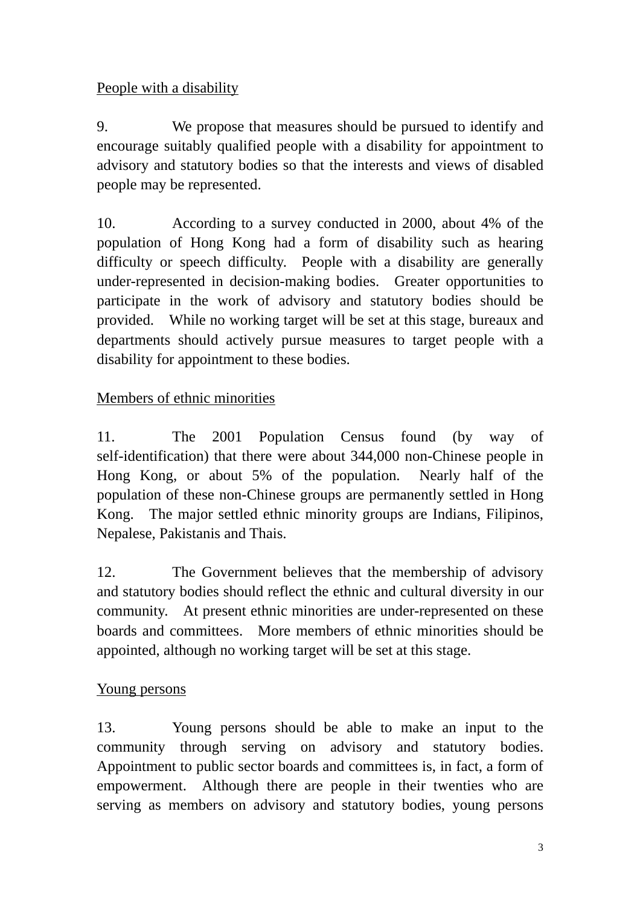<u>People with a disability</u>

9. We propose that measures should be pursued to identify and encourage suitably qualified people with a disability for appointment to advisory and statutory bodies so that the interests and views of disabled people may be represented.

10. According to a survey conducted in 2000, about 4% of the population of Hong Kong had a form of disability such as hearing difficulty or speech difficulty. People with a disability are generally under-represented in decision-making bodies. Greater opportunities to participate in the work of advisory and statutory bodies should be provided. While no working target will be set at this stage, bureaux and departments should actively pursue measures to target people with a disability for appointment to these bodies.

<u>Members of ethnic minorities</u>

11. The 2001 Population Census found (by way of self-identification) that there were about 344,000 non-Chinese people in Hong Kong, or about 5% of the population. Nearly half of the population of these non-Chinese groups are permanently settled in Hong Kong. The major settled ethnic minority groups are Indians, Filipinos, Nepalese, Pakistanis and Thais.

12. The Government believes that the membership of advisory and statutory bodies should reflect the ethnic and cultural diversity in our community. At present ethnic minorities are under-represented on these boards and committees. More members of ethnic minorities should be appointed, although no working target will be set at this stage.

<u>Young persons</u>

13. Young persons should be able to make an input to the community through serving on advisory and statutory bodies. Appointment to public sector boards and committees is, in fact, a form of empowerment. Although there are people in their twenties who are serving as members on advisory and statutory bodies, young persons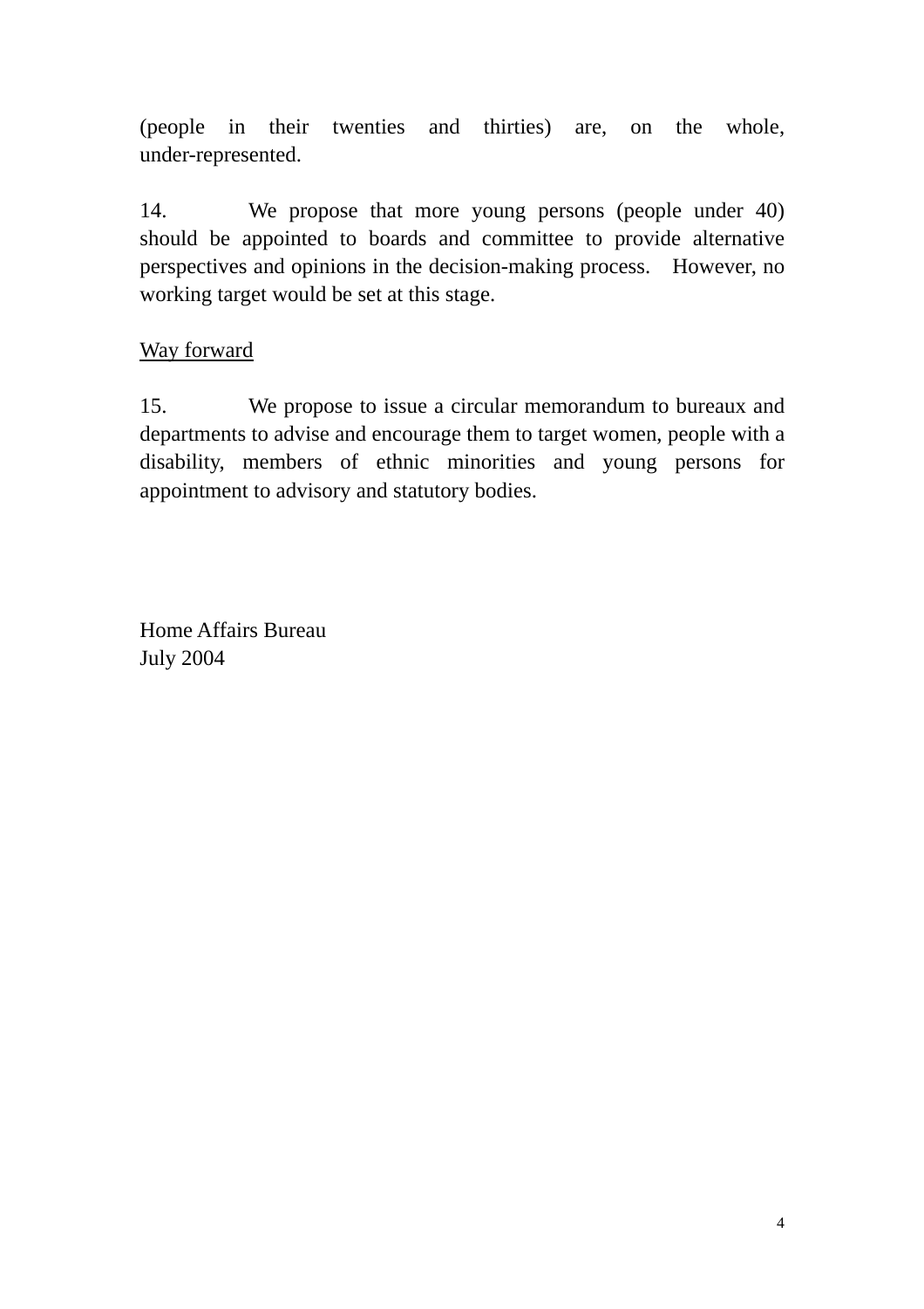(people in their twenties and thirties) are, on the whole, under-represented.

14. We propose that more young persons (people under 40) should be appointed to boards and committee to provide alternative perspectives and opinions in the decision-making process. However, no working target would be set at this stage.

<u>Way forward</u>

15. We propose to issue a circular memorandum to bureaux and departments to advise and encourage them to target women, people with a disability, members of ethnic minorities and young persons for appointment to advisory and statutory bodies.

Home Affairs Bureau  
July 2004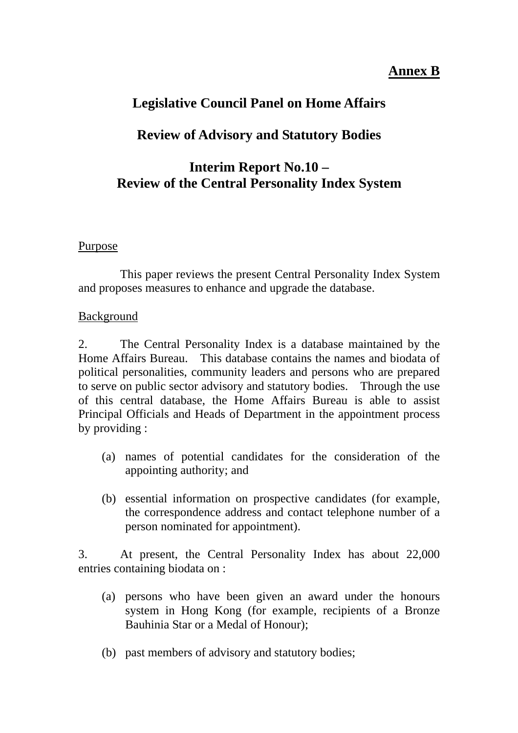**Annex B**

# Legislative Council Panel on Home Affairs

## Review of Advisory and Statutory Bodies

## Interim Report No.10 – Review of the Central Personality Index System

Purpose

This paper reviews the present Central Personality Index System and proposes measures to enhance and upgrade the database.

Background

2. The Central Personality Index is a database maintained by the Home Affairs Bureau. This database contains the names and biodata of political personalities, community leaders and persons who are prepared to serve on public sector advisory and statutory bodies. Through the use of this central database, the Home Affairs Bureau is able to assist Principal Officials and Heads of Department in the appointment process by providing :

(a) names of potential candidates for the consideration of the appointing authority; and

(b) essential information on prospective candidates (for example, the correspondence address and contact telephone number of a person nominated for appointment).

3. At present, the Central Personality Index has about 22,000 entries containing biodata on :

(a) persons who have been given an award under the honours system in Hong Kong (for example, recipients of a Bronze Bauhinia Star or a Medal of Honour);

(b) past members of advisory and statutory bodies;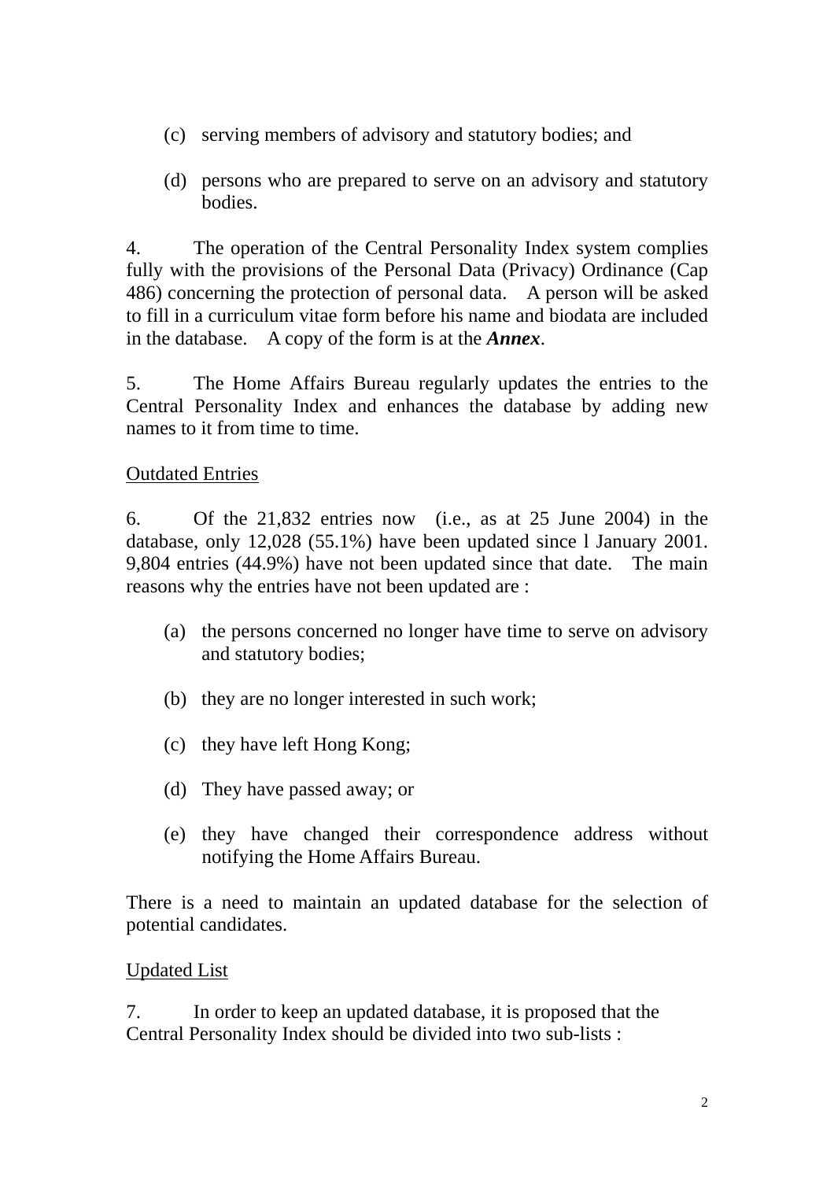(c) serving members of advisory and statutory bodies; and

(d) persons who are prepared to serve on an advisory and statutory bodies.

4. The operation of the Central Personality Index system complies fully with the provisions of the Personal Data (Privacy) Ordinance (Cap 486) concerning the protection of personal data. A person will be asked to fill in a curriculum vitae form before his name and biodata are included in the database. A copy of the form is at the ***Annex***.

5. The Home Affairs Bureau regularly updates the entries to the Central Personality Index and enhances the database by adding new names to it from time to time.

<u>Outdated Entries</u>

6. Of the 21,832 entries now (i.e., as at 25 June 2004) in the database, only 12,028 (55.1%) have been updated since l January 2001. 9,804 entries (44.9%) have not been updated since that date. The main reasons why the entries have not been updated are :

(a) the persons concerned no longer have time to serve on advisory and statutory bodies;

(b) they are no longer interested in such work;

(c) they have left Hong Kong;

(d) They have passed away; or

(e) they have changed their correspondence address without notifying the Home Affairs Bureau.

There is a need to maintain an updated database for the selection of potential candidates.

<u>Updated List</u>

7. In order to keep an updated database, it is proposed that the Central Personality Index should be divided into two sub-lists :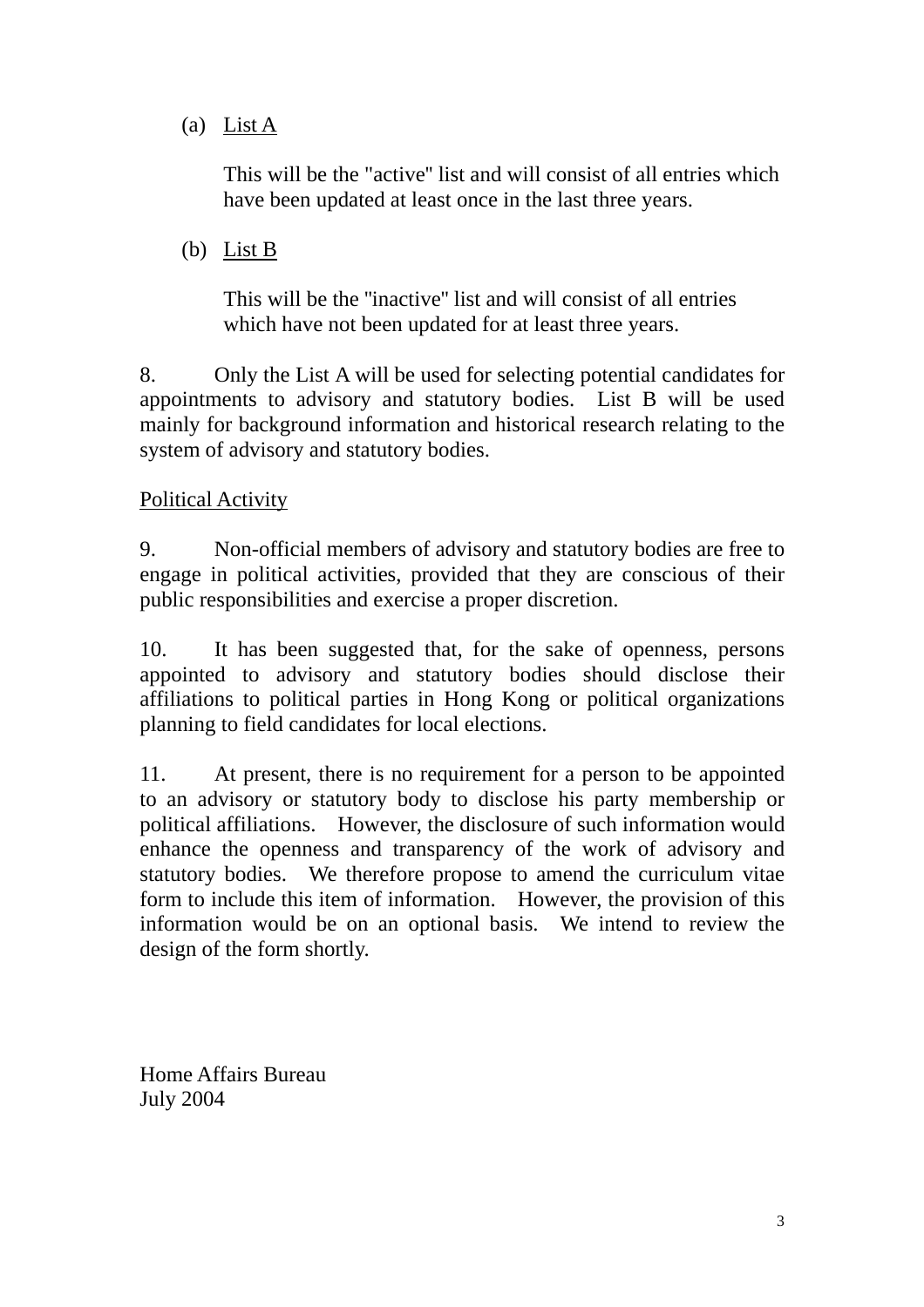(a) <u>List A</u>

This will be the "active" list and will consist of all entries which have been updated at least once in the last three years.

(b) <u>List B</u>

This will be the "inactive" list and will consist of all entries which have not been updated for at least three years.

8. Only the List A will be used for selecting potential candidates for appointments to advisory and statutory bodies. List B will be used mainly for background information and historical research relating to the system of advisory and statutory bodies.

<u>Political Activity</u>

9. Non-official members of advisory and statutory bodies are free to engage in political activities, provided that they are conscious of their public responsibilities and exercise a proper discretion.

10. It has been suggested that, for the sake of openness, persons appointed to advisory and statutory bodies should disclose their affiliations to political parties in Hong Kong or political organizations planning to field candidates for local elections.

11. At present, there is no requirement for a person to be appointed to an advisory or statutory body to disclose his party membership or political affiliations. However, the disclosure of such information would enhance the openness and transparency of the work of advisory and statutory bodies. We therefore propose to amend the curriculum vitae form to include this item of information. However, the provision of this information would be on an optional basis. We intend to review the design of the form shortly.

Home Affairs Bureau
July 2004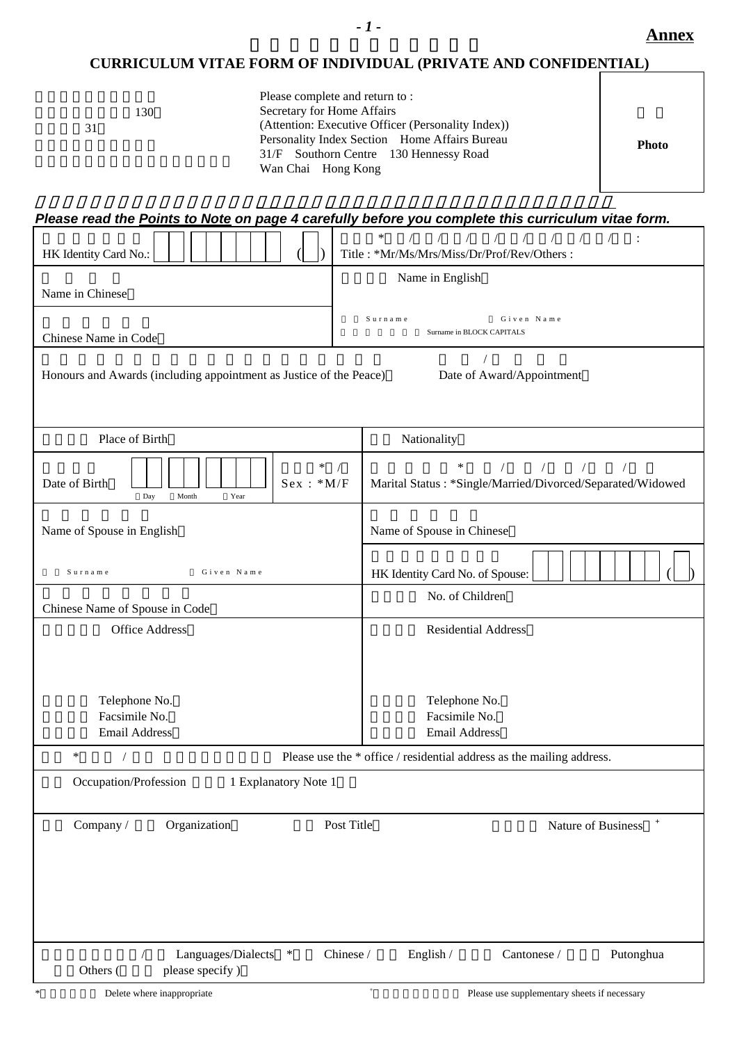**Annex**

# CURRICULUM VITAE FORM OF INDIVIDUAL (PRIVATE AND CONFIDENTIAL)

130

31

Please complete and return to :
Secretary for Home Affairs
(Attention: Executive Officer (Personality Index))
Personality Index Section Home Affairs Bureau
31/F Southern Centre 130 Hennessy Road
Wan Chai Hong Kong

Photo

***Please read the Points to Note on page 4 carefully before you complete this curriculum vitae form.***

| | |
|---|---|
| HK Identity Card No.: ( ) | Title : *Mr/Ms/Mrs/Miss/Dr/Prof/Rev/Others : |
| Name in Chinese | Name in English<br>Surname Given Name<br>Surname in BLOCK CAPITALS |
| Chinese Name in Code | |
| Honours and Awards (including appointment as Justice of the Peace) | Date of Award/Appointment |
| Place of Birth | Nationality |
| Date of Birth Day Month Year Sex : *M/F | Marital Status : *Single/Married/Divorced/Separated/Widowed |
| Name of Spouse in English<br>Surname Given Name | Name of Spouse in Chinese |
| | HK Identity Card No. of Spouse: ( ) |
| Chinese Name of Spouse in Code | No. of Children |
| Office Address<br><br>Telephone No.<br>Facsimile No.<br>Email Address | Residential Address<br><br>Telephone No.<br>Facsimile No.<br>Email Address |
| Please use the * office / residential address as the mailing address. | |
| Occupation/Profession 1 Explanatory Note 1 | |
| Company / Organization Post Title | Nature of Business + |
| Languages/Dialects * Chinese / English / Cantonese / Putonghua<br>Others ( please specify ) | |

\* Delete where inappropriate

\+ Please use supplementary sheets if necessary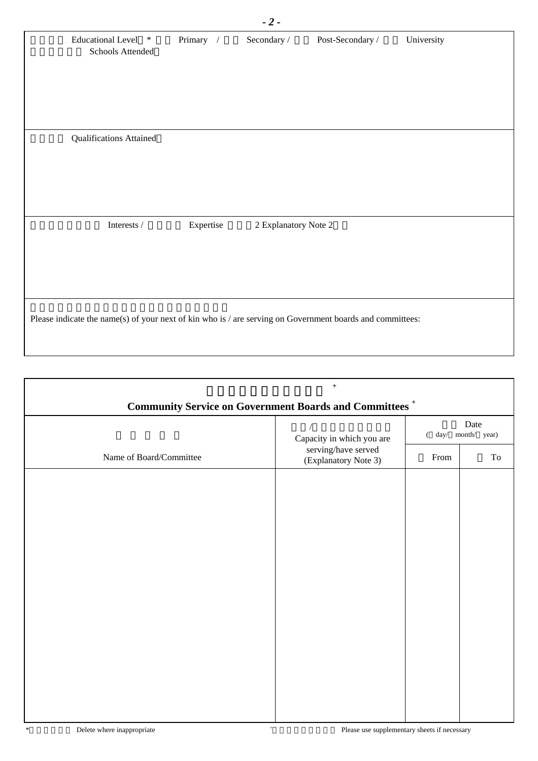| 教育程度 Educational Level * ： 小學 Primary / 中學 Secondary / 大專 Post-Secondary / 大學 University<br>曾就讀學校 Schools Attended： |
|---|
| 所得資歷 Qualifications Attained： |
| 興趣／專長 Interests / 專門知識 Expertise （註釋 2 Explanatory Note 2）： |
| 請列出在政府諮詢及法定組織服務的直系親屬的姓名：<br>Please indicate the name(s) of your next of kin who is / are serving on Government boards and committees: |

| 在政府委員會的社會服務 + <br>**Community Service on Government Boards and Committees** + | | | |
|---|---|---|---|
| 委員會名稱<br>Name of Board/Committee | 現任/曾任的職位或身分<br>Capacity in which you are serving/have served<br>(Explanatory Note 3) | 日期 Date<br>(日 day/月 month/年 year) | |
| | | 由 From | 至 To |
| | | | |

*請刪去不適用者 Delete where inappropriate

+如有需要，請另頁填寫 Please use supplementary sheets if necessary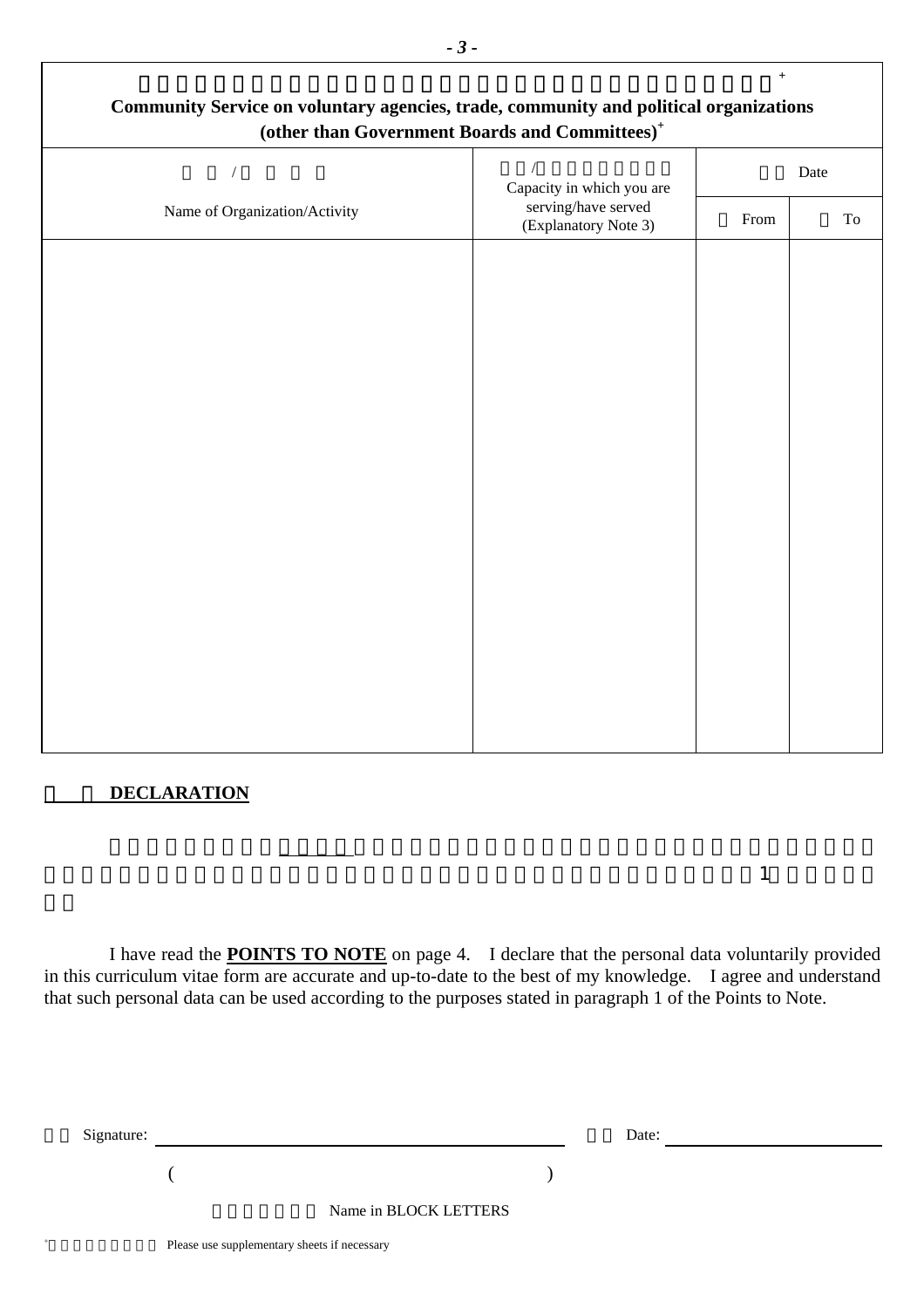| **Community Service on voluntary agencies, trade, community and political organizations (other than Government Boards and Committees)**[+] | | | |
|---|---|---|---|
| Name of Organization/Activity | Capacity in which you are serving/have served (Explanatory Note 3) | Date | |
| | | From | To |
| | | | |

## DECLARATION

I have read the **POINTS TO NOTE** on page 4. I declare that the personal data voluntarily provided in this curriculum vitae form are accurate and up-to-date to the best of my knowledge. I agree and understand that such personal data can be used according to the purposes stated in paragraph 1 of the Points to Note.

Signature: ______________________________ Date: ____________________

( )

Name in BLOCK LETTERS

[+] Please use supplementary sheets if necessary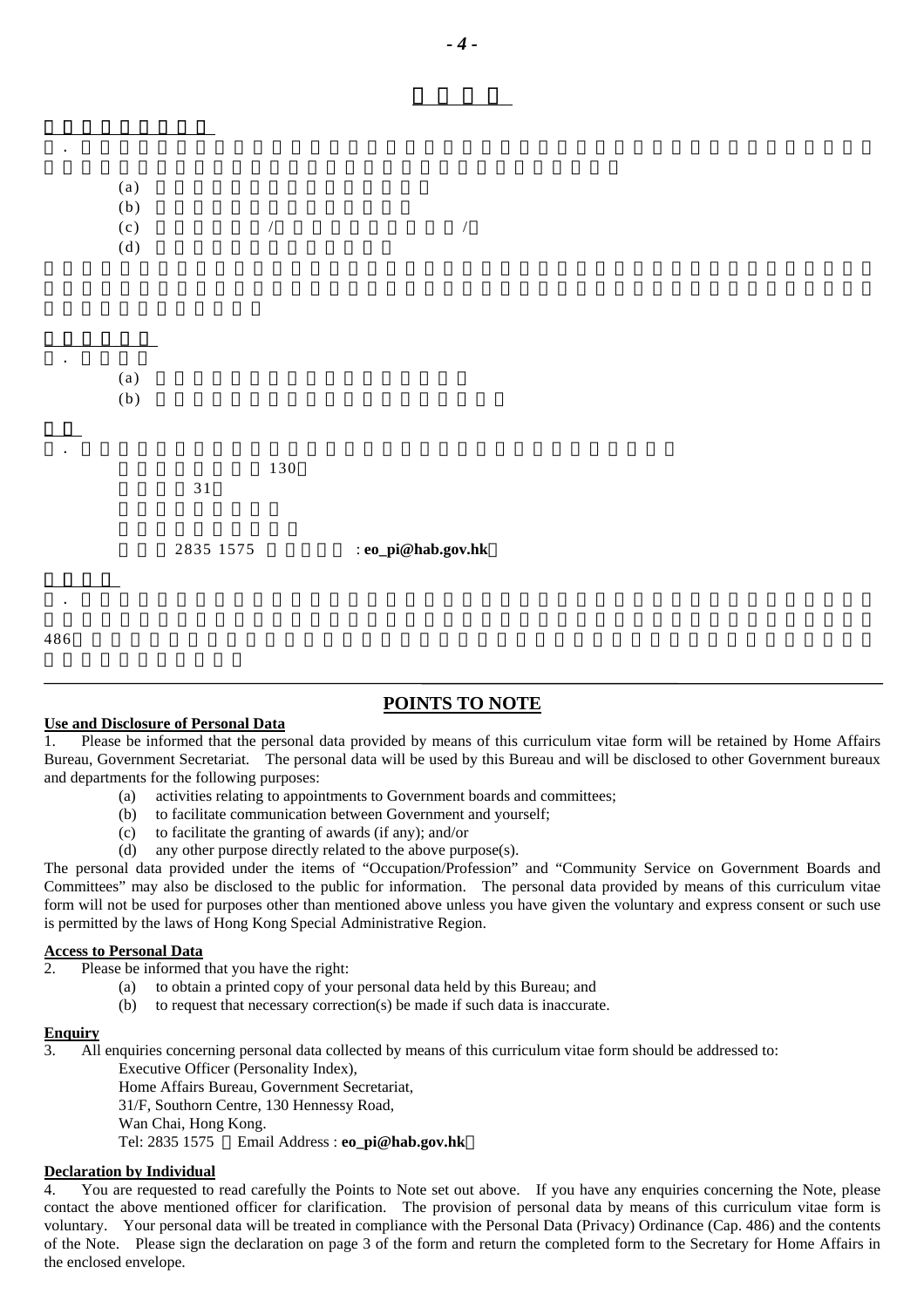(a)
(b)
(c) / /
(d)

(a)
(b)

130

31

2835 1575 : **eo_pi@hab.gov.hk**

486

---

## POINTS TO NOTE

**Use and Disclosure of Personal Data**

1. Please be informed that the personal data provided by means of this curriculum vitae form will be retained by Home Affairs Bureau, Government Secretariat. The personal data will be used by this Bureau and will be disclosed to other Government bureaux and departments for the following purposes:

   (a) activities relating to appointments to Government boards and committees;
   (b) to facilitate communication between Government and yourself;
   (c) to facilitate the granting of awards (if any); and/or
   (d) any other purpose directly related to the above purpose(s).

The personal data provided under the items of "Occupation/Profession" and "Community Service on Government Boards and Committees" may also be disclosed to the public for information. The personal data provided by means of this curriculum vitae form will not be used for purposes other than mentioned above unless you have given the voluntary and express consent or such use is permitted by the laws of Hong Kong Special Administrative Region.

**Access to Personal Data**

2. Please be informed that you have the right:

   (a) to obtain a printed copy of your personal data held by this Bureau; and
   (b) to request that necessary correction(s) be made if such data is inaccurate.

**Enquiry**

3. All enquiries concerning personal data collected by means of this curriculum vitae form should be addressed to:

   Executive Officer (Personality Index),
   Home Affairs Bureau, Government Secretariat,
   31/F, Southorn Centre, 130 Hennessy Road,
   Wan Chai, Hong Kong.
   Tel: 2835 1575 Email Address : **eo_pi@hab.gov.hk**

**Declaration by Individual**

4. You are requested to read carefully the Points to Note set out above. If you have any enquiries concerning the Note, please contact the above mentioned officer for clarification. The provision of personal data by means of this curriculum vitae form is voluntary. Your personal data will be treated in compliance with the Personal Data (Privacy) Ordinance (Cap. 486) and the contents of the Note. Please sign the declaration on page 3 of the form and return the completed form to the Secretary for Home Affairs in the enclosed envelope.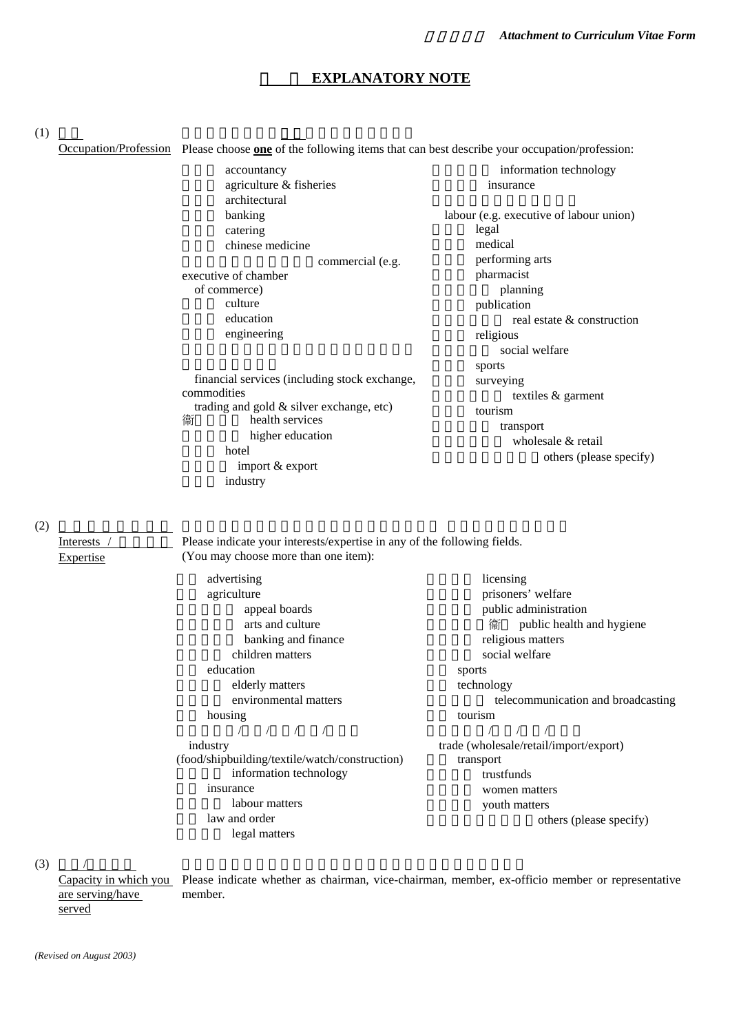*Attachment to Curriculum Vitae Form*

# EXPLANATORY NOTE

**(1) Occupation/Profession**

Please choose **one** of the following items that can best describe your occupation/profession:

- accountancy
- agriculture & fisheries
- architectural
- banking
- catering
- chinese medicine
- commercial (e.g. executive of chamber of commerce)
- culture
- education
- engineering
- financial services (including stock exchange, commodities trading and gold & silver exchange, etc)
- health services
- higher education
- hotel
- import & export
- industry
- information technology
- insurance
- labour (e.g. executive of labour union)
- legal
- medical
- performing arts
- pharmacist
- planning
- publication
- real estate & construction
- religious
- social welfare
- sports
- surveying
- textiles & garment
- tourism
- transport
- wholesale & retail
- others (please specify)

**(2) Interests / Expertise**

Please indicate your interests/expertise in any of the following fields. (You may choose more than one item):

- advertising
- agriculture
- appeal boards
- arts and culture
- banking and finance
- children matters
- education
- elderly matters
- environmental matters
- housing
- industry (food/shipbuilding/textile/watch/construction)
- information technology
- insurance
- labour matters
- law and order
- legal matters
- licensing
- prisoners' welfare
- public administration
- public health and hygiene
- religious matters
- social welfare
- sports
- technology
- telecommunication and broadcasting
- tourism
- trade (wholesale/retail/import/export)
- transport
- trustfunds
- women matters
- youth matters
- others (please specify)

**(3) Capacity in which you are serving/have served**

Please indicate whether as chairman, vice-chairman, member, ex-officio member or representative member.

*(Revised on August 2003)*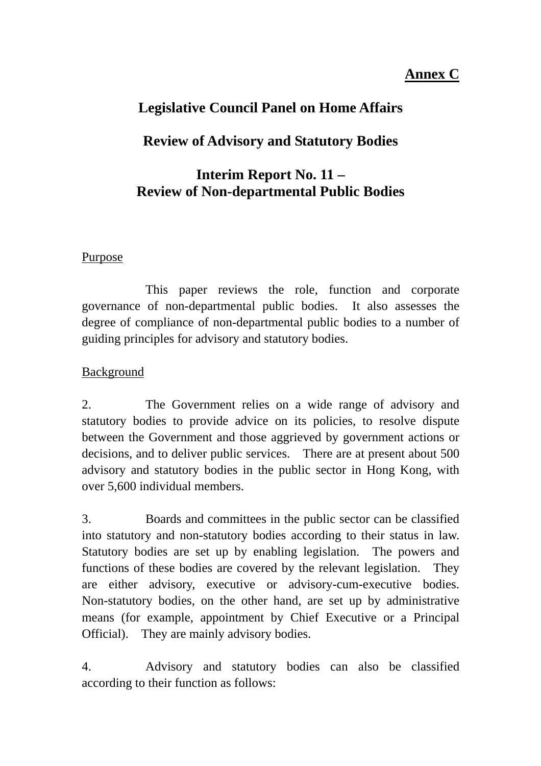**Annex C**

# Legislative Council Panel on Home Affairs

## Review of Advisory and Statutory Bodies

## Interim Report No. 11 – Review of Non-departmental Public Bodies

Purpose

This paper reviews the role, function and corporate governance of non-departmental public bodies. It also assesses the degree of compliance of non-departmental public bodies to a number of guiding principles for advisory and statutory bodies.

Background

2. The Government relies on a wide range of advisory and statutory bodies to provide advice on its policies, to resolve dispute between the Government and those aggrieved by government actions or decisions, and to deliver public services. There are at present about 500 advisory and statutory bodies in the public sector in Hong Kong, with over 5,600 individual members.

3. Boards and committees in the public sector can be classified into statutory and non-statutory bodies according to their status in law. Statutory bodies are set up by enabling legislation. The powers and functions of these bodies are covered by the relevant legislation. They are either advisory, executive or advisory-cum-executive bodies. Non-statutory bodies, on the other hand, are set up by administrative means (for example, appointment by Chief Executive or a Principal Official). They are mainly advisory bodies.

4. Advisory and statutory bodies can also be classified according to their function as follows: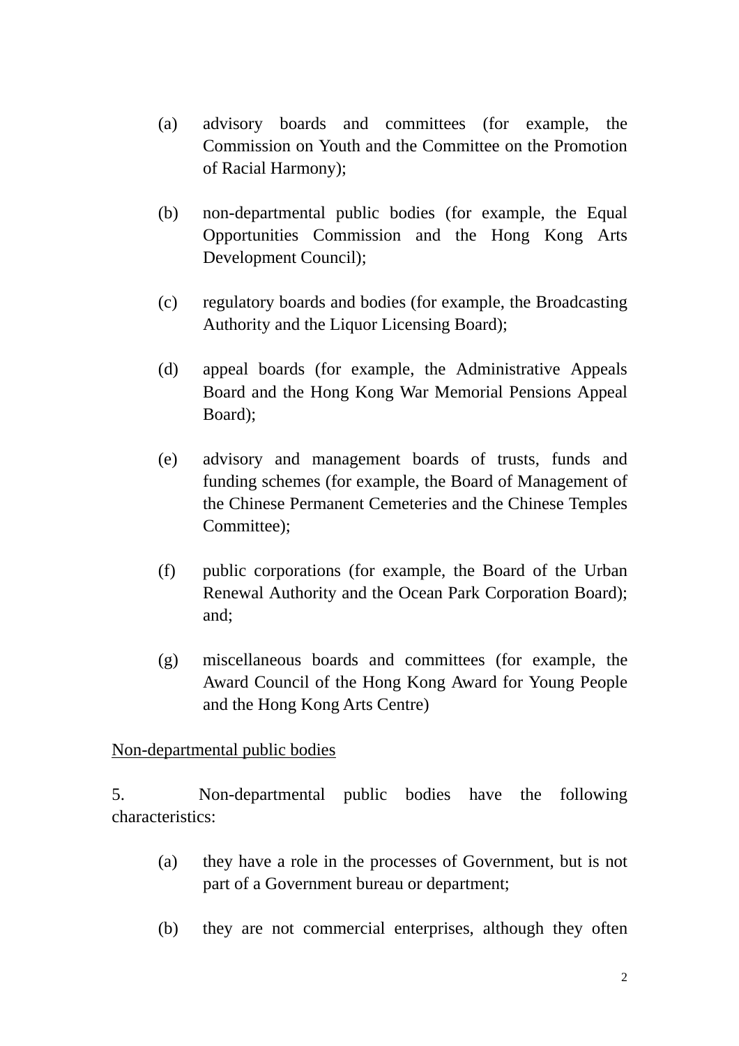(a) advisory boards and committees (for example, the Commission on Youth and the Committee on the Promotion of Racial Harmony);

(b) non-departmental public bodies (for example, the Equal Opportunities Commission and the Hong Kong Arts Development Council);

(c) regulatory boards and bodies (for example, the Broadcasting Authority and the Liquor Licensing Board);

(d) appeal boards (for example, the Administrative Appeals Board and the Hong Kong War Memorial Pensions Appeal Board);

(e) advisory and management boards of trusts, funds and funding schemes (for example, the Board of Management of the Chinese Permanent Cemeteries and the Chinese Temples Committee);

(f) public corporations (for example, the Board of the Urban Renewal Authority and the Ocean Park Corporation Board); and;

(g) miscellaneous boards and committees (for example, the Award Council of the Hong Kong Award for Young People and the Hong Kong Arts Centre)

<u>Non-departmental public bodies</u>

5. Non-departmental public bodies have the following characteristics:

(a) they have a role in the processes of Government, but is not part of a Government bureau or department;

(b) they are not commercial enterprises, although they often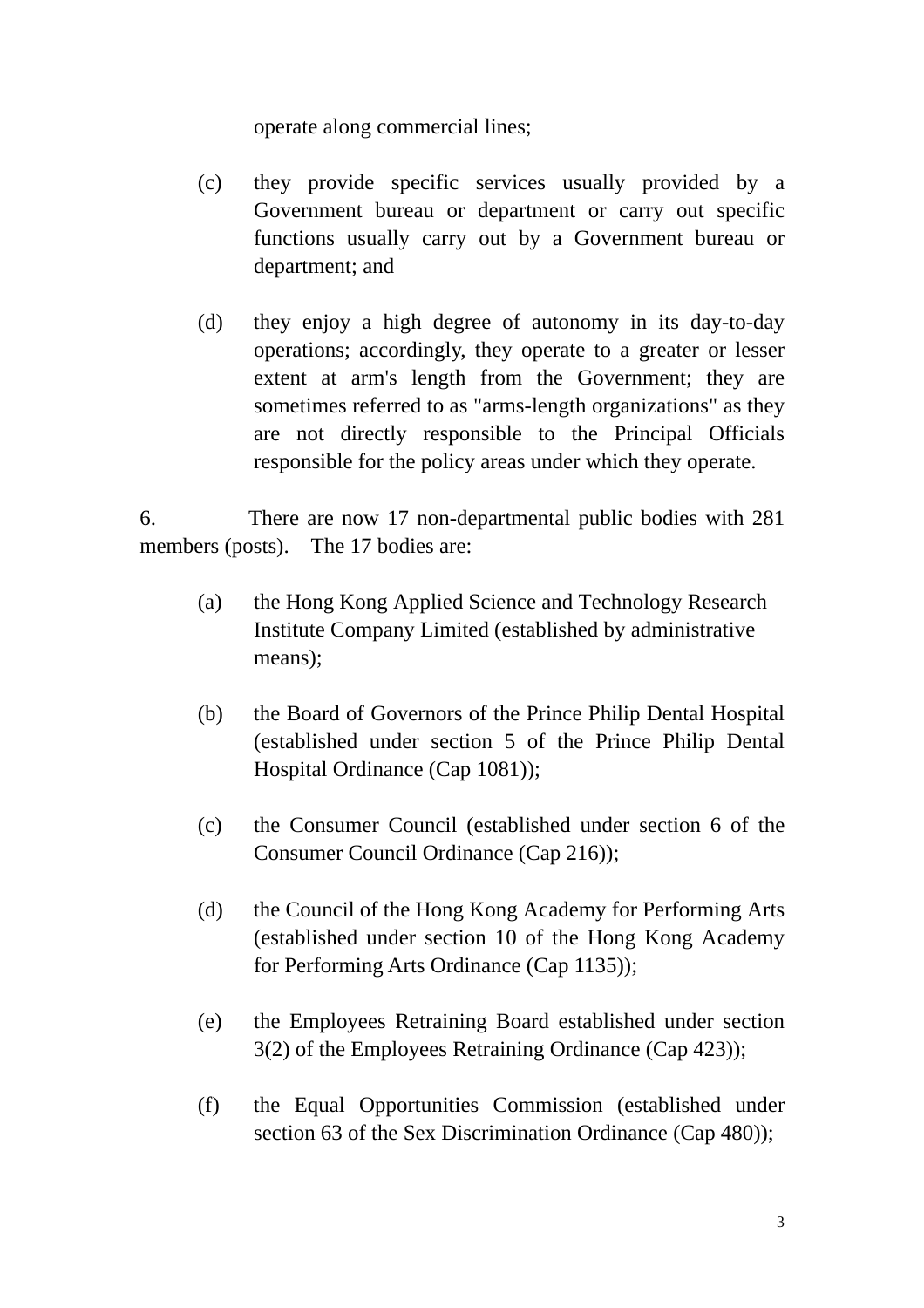operate along commercial lines;

(c) they provide specific services usually provided by a Government bureau or department or carry out specific functions usually carry out by a Government bureau or department; and

(d) they enjoy a high degree of autonomy in its day-to-day operations; accordingly, they operate to a greater or lesser extent at arm's length from the Government; they are sometimes referred to as "arms-length organizations" as they are not directly responsible to the Principal Officials responsible for the policy areas under which they operate.

6. There are now 17 non-departmental public bodies with 281 members (posts). The 17 bodies are:

(a) the Hong Kong Applied Science and Technology Research Institute Company Limited (established by administrative means);

(b) the Board of Governors of the Prince Philip Dental Hospital (established under section 5 of the Prince Philip Dental Hospital Ordinance (Cap 1081));

(c) the Consumer Council (established under section 6 of the Consumer Council Ordinance (Cap 216));

(d) the Council of the Hong Kong Academy for Performing Arts (established under section 10 of the Hong Kong Academy for Performing Arts Ordinance (Cap 1135));

(e) the Employees Retraining Board established under section 3(2) of the Employees Retraining Ordinance (Cap 423));

(f) the Equal Opportunities Commission (established under section 63 of the Sex Discrimination Ordinance (Cap 480));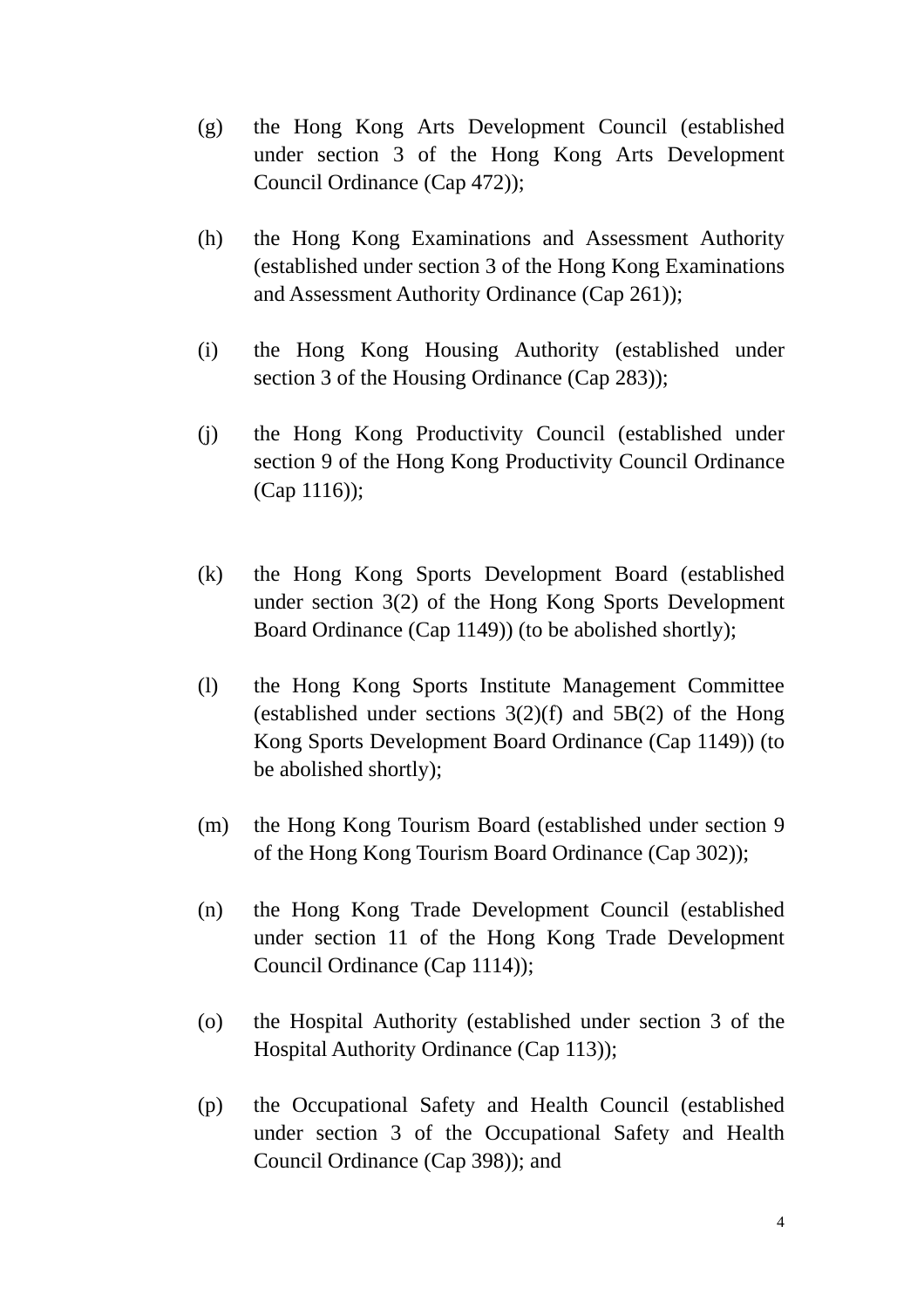(g) the Hong Kong Arts Development Council (established under section 3 of the Hong Kong Arts Development Council Ordinance (Cap 472));

(h) the Hong Kong Examinations and Assessment Authority (established under section 3 of the Hong Kong Examinations and Assessment Authority Ordinance (Cap 261));

(i) the Hong Kong Housing Authority (established under section 3 of the Housing Ordinance (Cap 283));

(j) the Hong Kong Productivity Council (established under section 9 of the Hong Kong Productivity Council Ordinance (Cap 1116));

(k) the Hong Kong Sports Development Board (established under section 3(2) of the Hong Kong Sports Development Board Ordinance (Cap 1149)) (to be abolished shortly);

(l) the Hong Kong Sports Institute Management Committee (established under sections 3(2)(f) and 5B(2) of the Hong Kong Sports Development Board Ordinance (Cap 1149)) (to be abolished shortly);

(m) the Hong Kong Tourism Board (established under section 9 of the Hong Kong Tourism Board Ordinance (Cap 302));

(n) the Hong Kong Trade Development Council (established under section 11 of the Hong Kong Trade Development Council Ordinance (Cap 1114));

(o) the Hospital Authority (established under section 3 of the Hospital Authority Ordinance (Cap 113));

(p) the Occupational Safety and Health Council (established under section 3 of the Occupational Safety and Health Council Ordinance (Cap 398)); and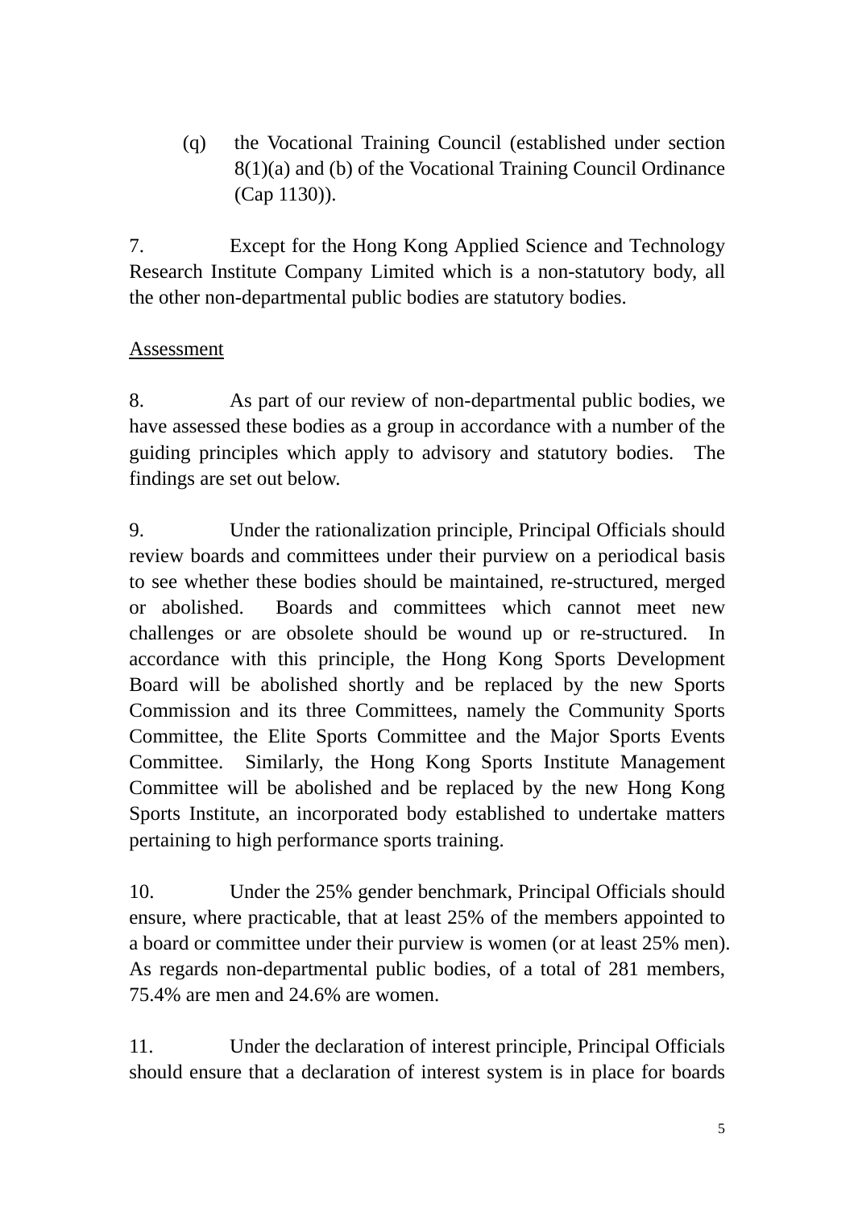(q) the Vocational Training Council (established under section 8(1)(a) and (b) of the Vocational Training Council Ordinance (Cap 1130)).

7. Except for the Hong Kong Applied Science and Technology Research Institute Company Limited which is a non-statutory body, all the other non-departmental public bodies are statutory bodies.

<u>Assessment</u>

8. As part of our review of non-departmental public bodies, we have assessed these bodies as a group in accordance with a number of the guiding principles which apply to advisory and statutory bodies. The findings are set out below.

9. Under the rationalization principle, Principal Officials should review boards and committees under their purview on a periodical basis to see whether these bodies should be maintained, re-structured, merged or abolished. Boards and committees which cannot meet new challenges or are obsolete should be wound up or re-structured. In accordance with this principle, the Hong Kong Sports Development Board will be abolished shortly and be replaced by the new Sports Commission and its three Committees, namely the Community Sports Committee, the Elite Sports Committee and the Major Sports Events Committee. Similarly, the Hong Kong Sports Institute Management Committee will be abolished and be replaced by the new Hong Kong Sports Institute, an incorporated body established to undertake matters pertaining to high performance sports training.

10. Under the 25% gender benchmark, Principal Officials should ensure, where practicable, that at least 25% of the members appointed to a board or committee under their purview is women (or at least 25% men). As regards non-departmental public bodies, of a total of 281 members, 75.4% are men and 24.6% are women.

11. Under the declaration of interest principle, Principal Officials should ensure that a declaration of interest system is in place for boards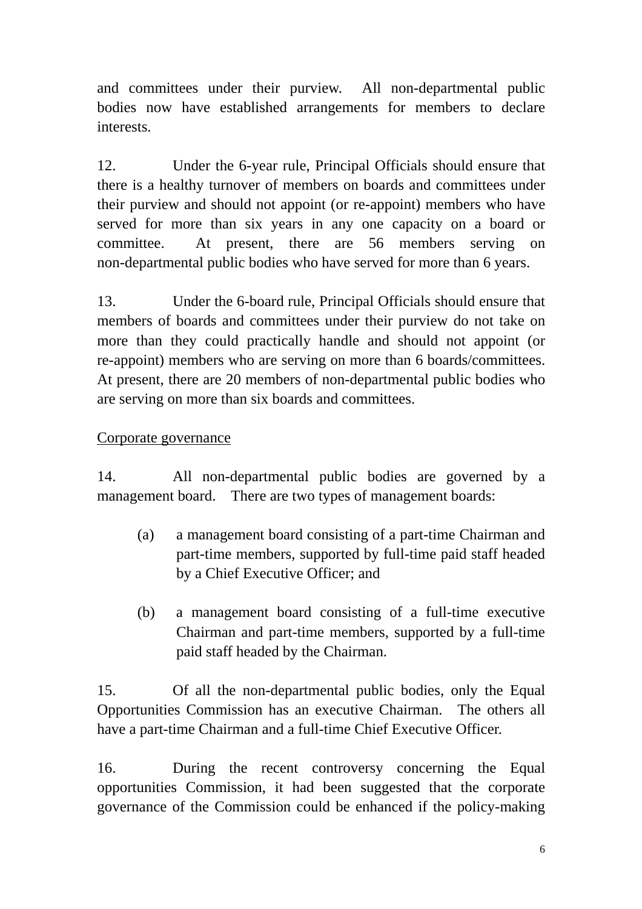and committees under their purview. All non-departmental public bodies now have established arrangements for members to declare interests.

12. Under the 6-year rule, Principal Officials should ensure that there is a healthy turnover of members on boards and committees under their purview and should not appoint (or re-appoint) members who have served for more than six years in any one capacity on a board or committee. At present, there are 56 members serving on non-departmental public bodies who have served for more than 6 years.

13. Under the 6-board rule, Principal Officials should ensure that members of boards and committees under their purview do not take on more than they could practically handle and should not appoint (or re-appoint) members who are serving on more than 6 boards/committees. At present, there are 20 members of non-departmental public bodies who are serving on more than six boards and committees.

<u>Corporate governance</u>

14. All non-departmental public bodies are governed by a management board. There are two types of management boards:

(a) a management board consisting of a part-time Chairman and part-time members, supported by full-time paid staff headed by a Chief Executive Officer; and

(b) a management board consisting of a full-time executive Chairman and part-time members, supported by a full-time paid staff headed by the Chairman.

15. Of all the non-departmental public bodies, only the Equal Opportunities Commission has an executive Chairman. The others all have a part-time Chairman and a full-time Chief Executive Officer.

16. During the recent controversy concerning the Equal opportunities Commission, it had been suggested that the corporate governance of the Commission could be enhanced if the policy-making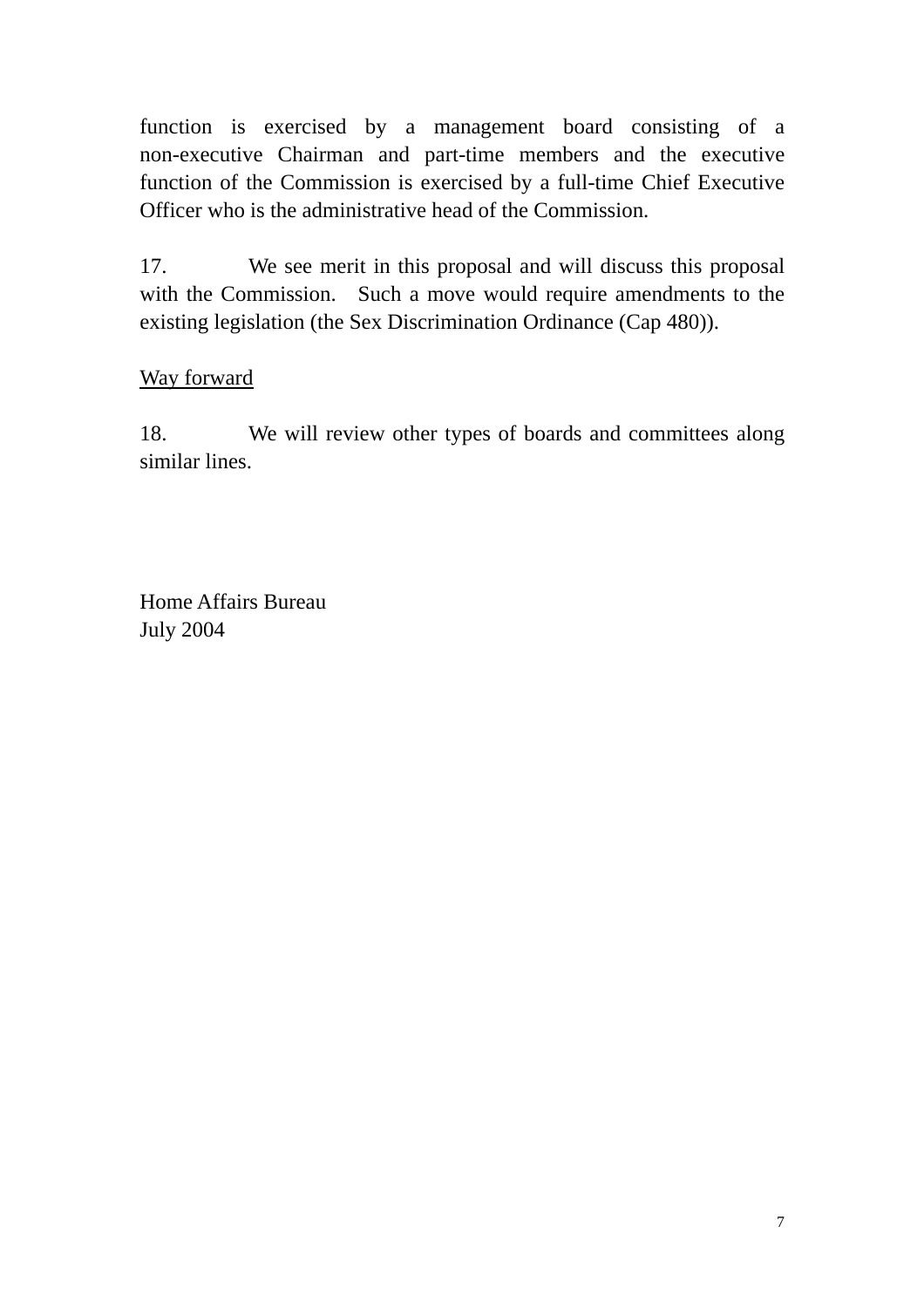function is exercised by a management board consisting of a non-executive Chairman and part-time members and the executive function of the Commission is exercised by a full-time Chief Executive Officer who is the administrative head of the Commission.

17. We see merit in this proposal and will discuss this proposal with the Commission. Such a move would require amendments to the existing legislation (the Sex Discrimination Ordinance (Cap 480)).

<u>Way forward</u>

18. We will review other types of boards and committees along similar lines.

Home Affairs Bureau
July 2004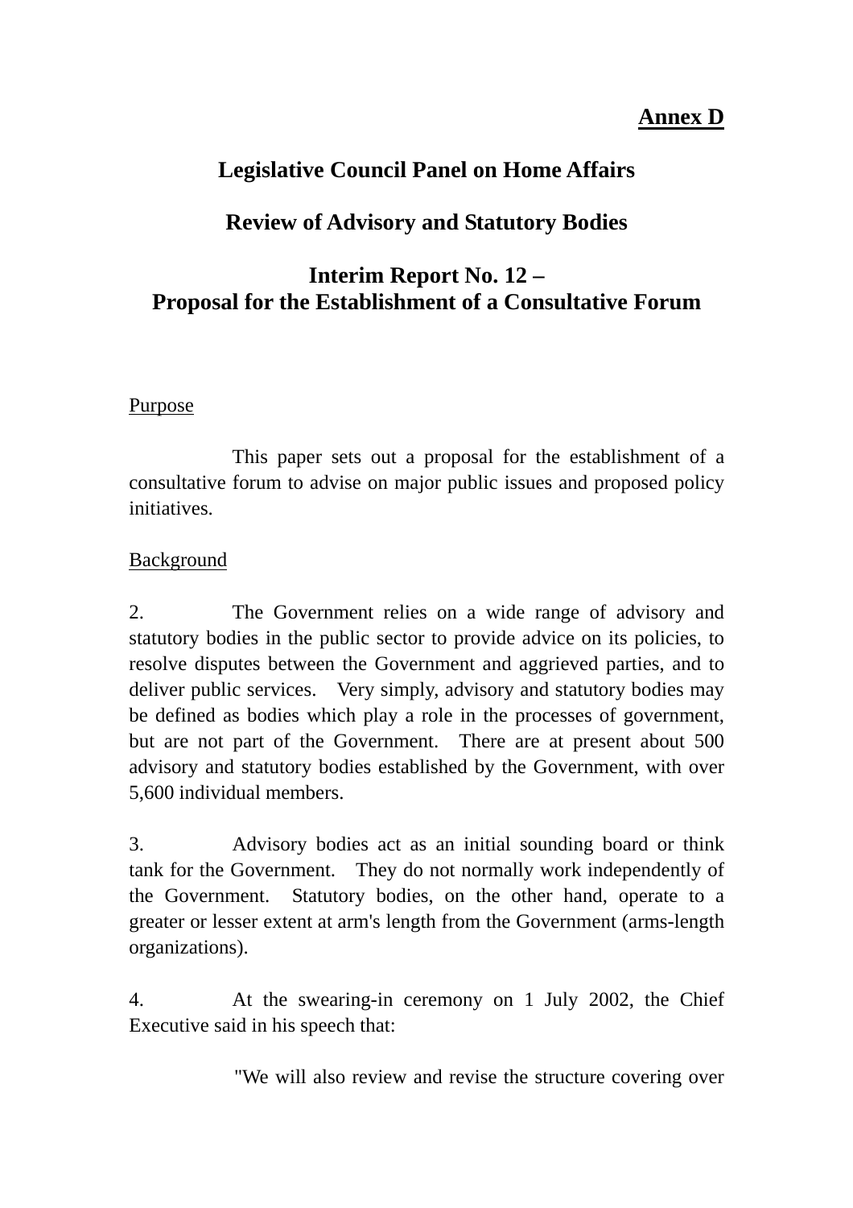**<u>Annex D</u>**

# Legislative Council Panel on Home Affairs

## Review of Advisory and Statutory Bodies

## Interim Report No. 12 –
## Proposal for the Establishment of a Consultative Forum

<u>Purpose</u>

This paper sets out a proposal for the establishment of a consultative forum to advise on major public issues and proposed policy initiatives.

<u>Background</u>

2. The Government relies on a wide range of advisory and statutory bodies in the public sector to provide advice on its policies, to resolve disputes between the Government and aggrieved parties, and to deliver public services. Very simply, advisory and statutory bodies may be defined as bodies which play a role in the processes of government, but are not part of the Government. There are at present about 500 advisory and statutory bodies established by the Government, with over 5,600 individual members.

3. Advisory bodies act as an initial sounding board or think tank for the Government. They do not normally work independently of the Government. Statutory bodies, on the other hand, operate to a greater or lesser extent at arm's length from the Government (arms-length organizations).

4. At the swearing-in ceremony on 1 July 2002, the Chief Executive said in his speech that:

"We will also review and revise the structure covering over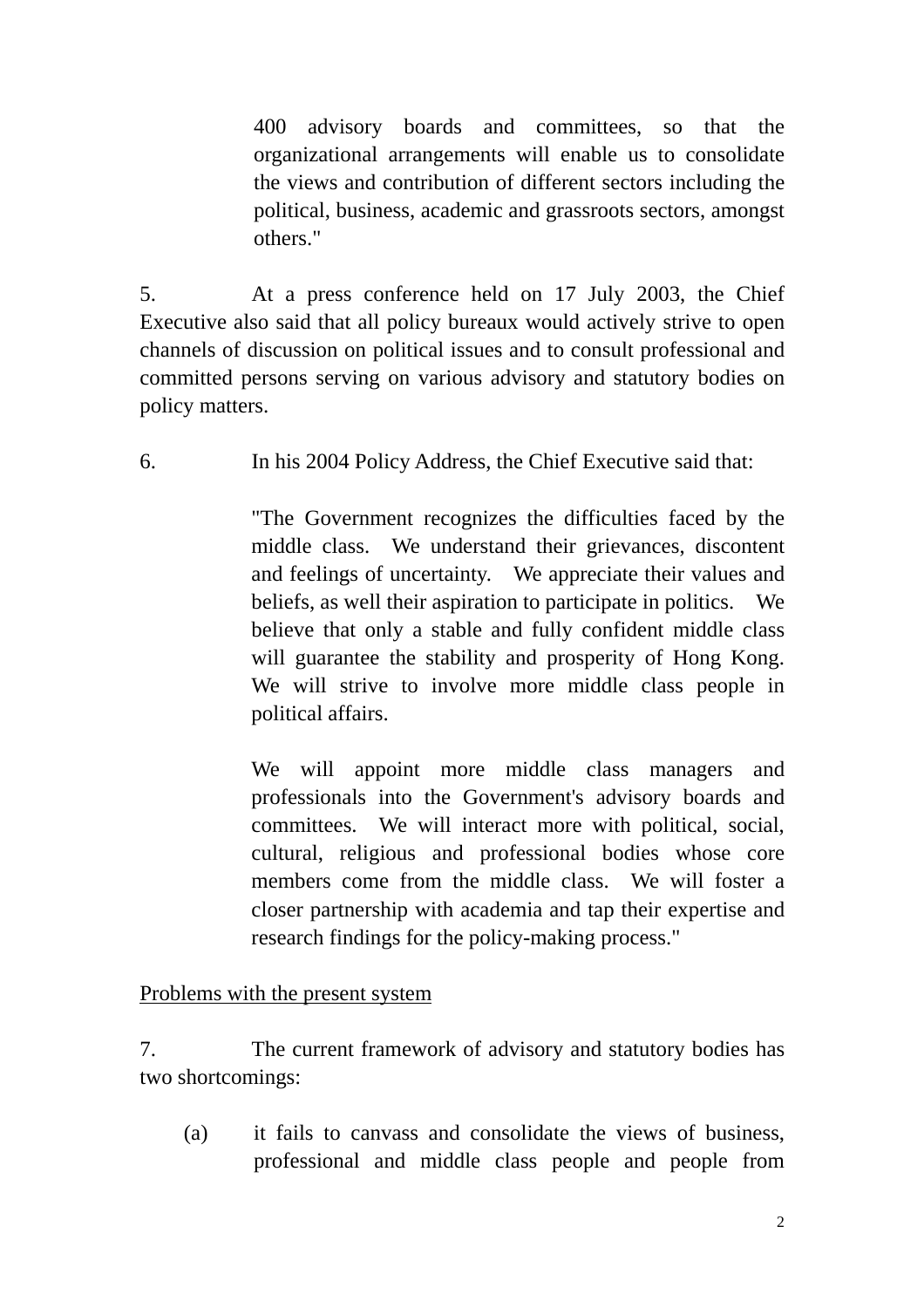400 advisory boards and committees, so that the organizational arrangements will enable us to consolidate the views and contribution of different sectors including the political, business, academic and grassroots sectors, amongst others."

5. At a press conference held on 17 July 2003, the Chief Executive also said that all policy bureaux would actively strive to open channels of discussion on political issues and to consult professional and committed persons serving on various advisory and statutory bodies on policy matters.

6. In his 2004 Policy Address, the Chief Executive said that:

> "The Government recognizes the difficulties faced by the middle class. We understand their grievances, discontent and feelings of uncertainty. We appreciate their values and beliefs, as well their aspiration to participate in politics. We believe that only a stable and fully confident middle class will guarantee the stability and prosperity of Hong Kong. We will strive to involve more middle class people in political affairs.
>
> We will appoint more middle class managers and professionals into the Government's advisory boards and committees. We will interact more with political, social, cultural, religious and professional bodies whose core members come from the middle class. We will foster a closer partnership with academia and tap their expertise and research findings for the policy-making process."

<u>Problems with the present system</u>

7. The current framework of advisory and statutory bodies has two shortcomings:

(a) it fails to canvass and consolidate the views of business, professional and middle class people and people from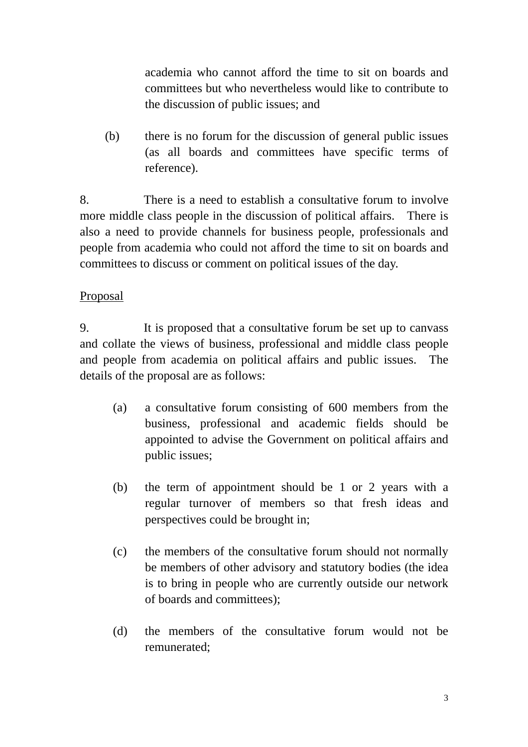academia who cannot afford the time to sit on boards and committees but who nevertheless would like to contribute to the discussion of public issues; and

(b) there is no forum for the discussion of general public issues (as all boards and committees have specific terms of reference).

8. There is a need to establish a consultative forum to involve more middle class people in the discussion of political affairs. There is also a need to provide channels for business people, professionals and people from academia who could not afford the time to sit on boards and committees to discuss or comment on political issues of the day.

<u>Proposal</u>

9. It is proposed that a consultative forum be set up to canvass and collate the views of business, professional and middle class people and people from academia on political affairs and public issues. The details of the proposal are as follows:

(a) a consultative forum consisting of 600 members from the business, professional and academic fields should be appointed to advise the Government on political affairs and public issues;

(b) the term of appointment should be 1 or 2 years with a regular turnover of members so that fresh ideas and perspectives could be brought in;

(c) the members of the consultative forum should not normally be members of other advisory and statutory bodies (the idea is to bring in people who are currently outside our network of boards and committees);

(d) the members of the consultative forum would not be remunerated;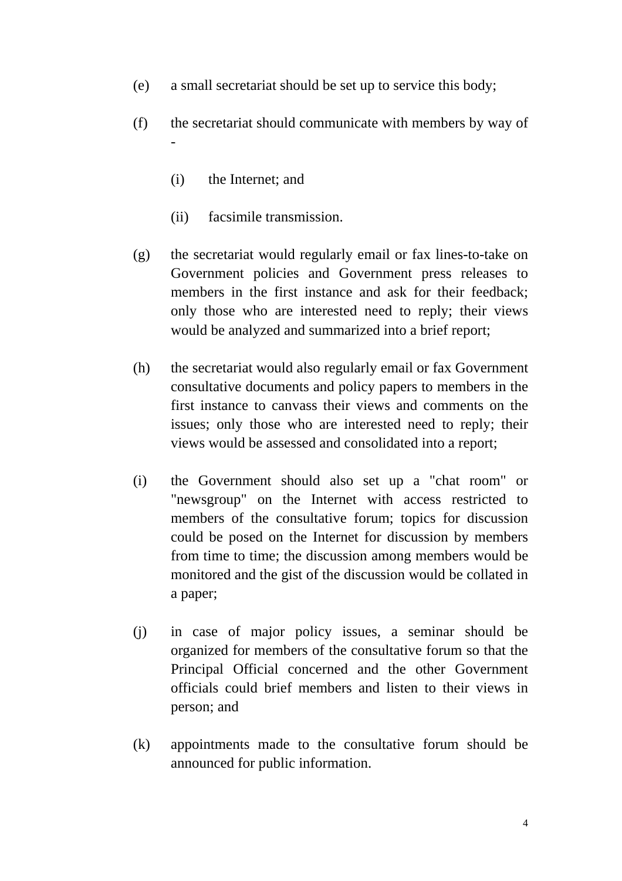(e) a small secretariat should be set up to service this body;

(f) the secretariat should communicate with members by way of -

    (i) the Internet; and

    (ii) facsimile transmission.

(g) the secretariat would regularly email or fax lines-to-take on Government policies and Government press releases to members in the first instance and ask for their feedback; only those who are interested need to reply; their views would be analyzed and summarized into a brief report;

(h) the secretariat would also regularly email or fax Government consultative documents and policy papers to members in the first instance to canvass their views and comments on the issues; only those who are interested need to reply; their views would be assessed and consolidated into a report;

(i) the Government should also set up a "chat room" or "newsgroup" on the Internet with access restricted to members of the consultative forum; topics for discussion could be posed on the Internet for discussion by members from time to time; the discussion among members would be monitored and the gist of the discussion would be collated in a paper;

(j) in case of major policy issues, a seminar should be organized for members of the consultative forum so that the Principal Official concerned and the other Government officials could brief members and listen to their views in person; and

(k) appointments made to the consultative forum should be announced for public information.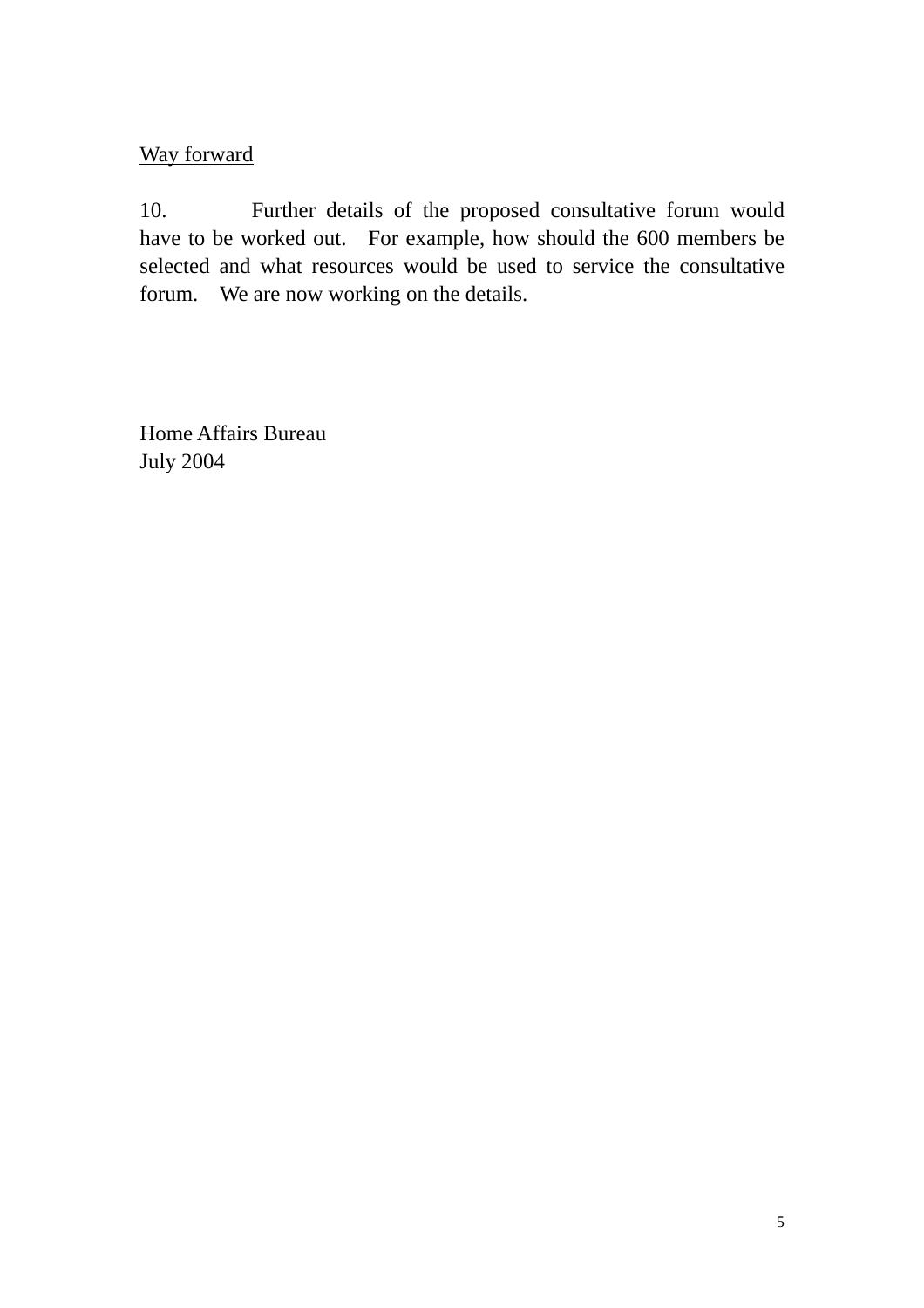Way forward

10. Further details of the proposed consultative forum would have to be worked out. For example, how should the 600 members be selected and what resources would be used to service the consultative forum. We are now working on the details.

Home Affairs Bureau
July 2004